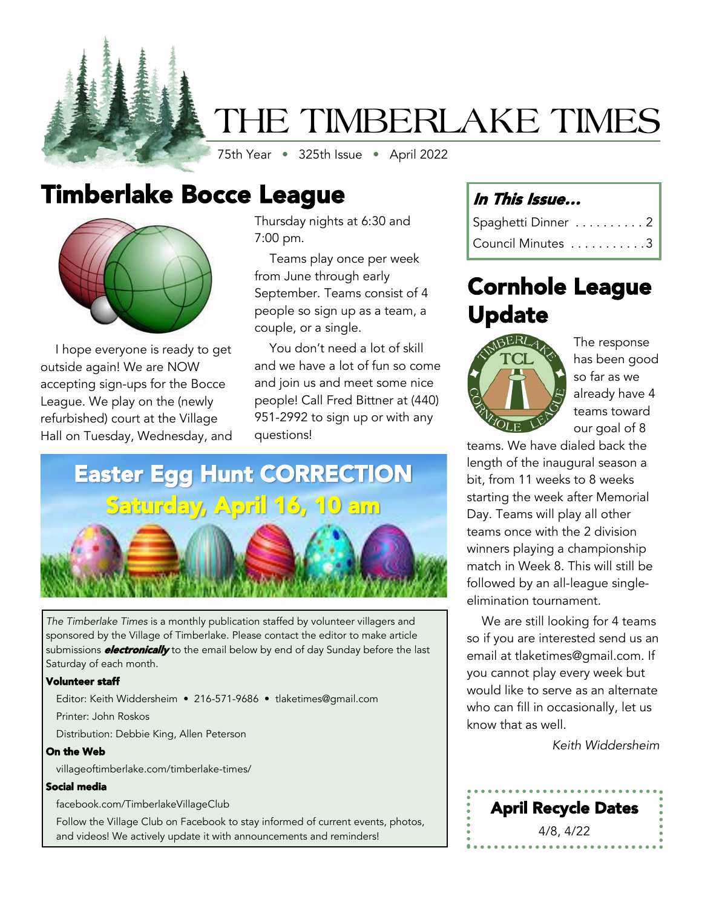# THE TIMBERLAKE TIMES

75th Year • 325th Issue • April 2022

## Timberlake Bocce League

I hope everyone is ready to get outside again! We are NOW accepting sign-ups for the Bocce League. We play on the (newly refurbished) court at the Village Hall on Tuesday, Wednesday, and Thursday nights at 6:30 and 7:00 pm.

Teams play once per week from June through early September. Teams consist of 4 people so sign up as a team, a couple, or a single.

You don't need a lot of skill and we have a lot of fun so come and join us and meet some nice people! Call Fred Bittner at (440) 951-2992 to sign up or with any questions!

## Easter Egg Hunt CORRECTION

**Saturday, April 16, 10 am**

*The Timberlake Times* is a monthly publication staffed by volunteer villagers and sponsored by the Village of Timberlake. Please contact the editor to make article submissions ***electronically*** to the email below by end of day Sunday before the last Saturday of each month.

**Volunteer staff**

Editor: Keith Widdersheim • 216-571-9686 • tlaketimes@gmail.com

Printer: John Roskos

Distribution: Debbie King, Allen Peterson

**On the Web**

villageoftimberlake.com/timberlake-times/

**Social media**

facebook.com/TimberlakeVillageClub

Follow the Village Club on Facebook to stay informed of current events, photos, and videos! We actively update it with announcements and reminders!

### *In This Issue...*

Spaghetti Dinner . . . . . . . . . . 2

Council Minutes . . . . . . . . . . . 3

## Cornhole League Update

The response has been good so far as we already have 4 teams toward our goal of 8 teams. We have dialed back the length of the inaugural season a bit, from 11 weeks to 8 weeks starting the week after Memorial Day. Teams will play all other teams once with the 2 division winners playing a championship match in Week 8. This will still be followed by an all-league single-elimination tournament.

We are still looking for 4 teams so if you are interested send us an email at tlaketimes@gmail.com. If you cannot play every week but would like to serve as an alternate who can fill in occasionally, let us know that as well.

*Keith Widdersheim*

### April Recycle Dates

4/8, 4/22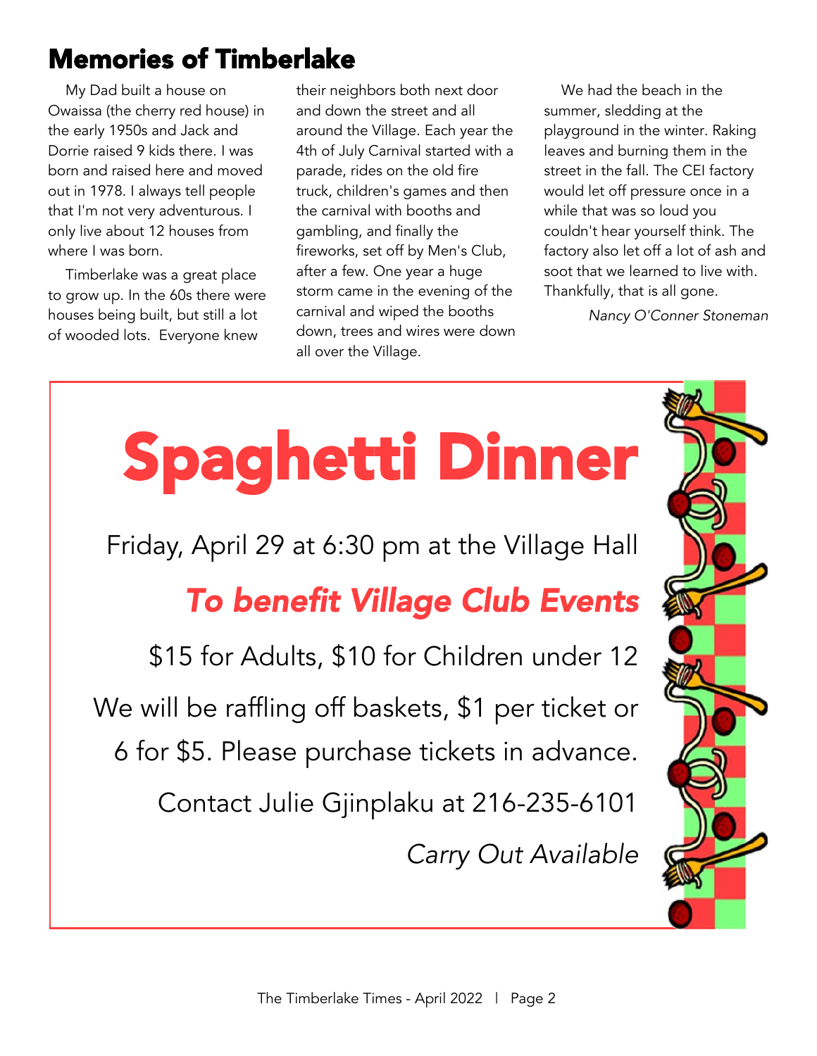## Memories of Timberlake

My Dad built a house on Owaissa (the cherry red house) in the early 1950s and Jack and Dorrie raised 9 kids there. I was born and raised here and moved out in 1978. I always tell people that I'm not very adventurous. I only live about 12 houses from where I was born.

Timberlake was a great place to grow up. In the 60s there were houses being built, but still a lot of wooded lots. Everyone knew their neighbors both next door and down the street and all around the Village. Each year the 4th of July Carnival started with a parade, rides on the old fire truck, children's games and then the carnival with booths and gambling, and finally the fireworks, set off by Men's Club, after a few. One year a huge storm came in the evening of the carnival and wiped the booths down, trees and wires were down all over the Village.

We had the beach in the summer, sledding at the playground in the winter. Raking leaves and burning them in the street in the fall. The CEI factory would let off pressure once in a while that was so loud you couldn't hear yourself think. The factory also let off a lot of ash and soot that we learned to live with. Thankfully, that is all gone.

*Nancy O'Conner Stoneman*

# Spaghetti Dinner

Friday, April 29 at 6:30 pm at the Village Hall

***To benefit Village Club Events***

$15 for Adults, $10 for Children under 12

We will be raffling off baskets, $1 per ticket or 6 for $5. Please purchase tickets in advance.

Contact Julie Gjinplaku at 216-235-6101

*Carry Out Available*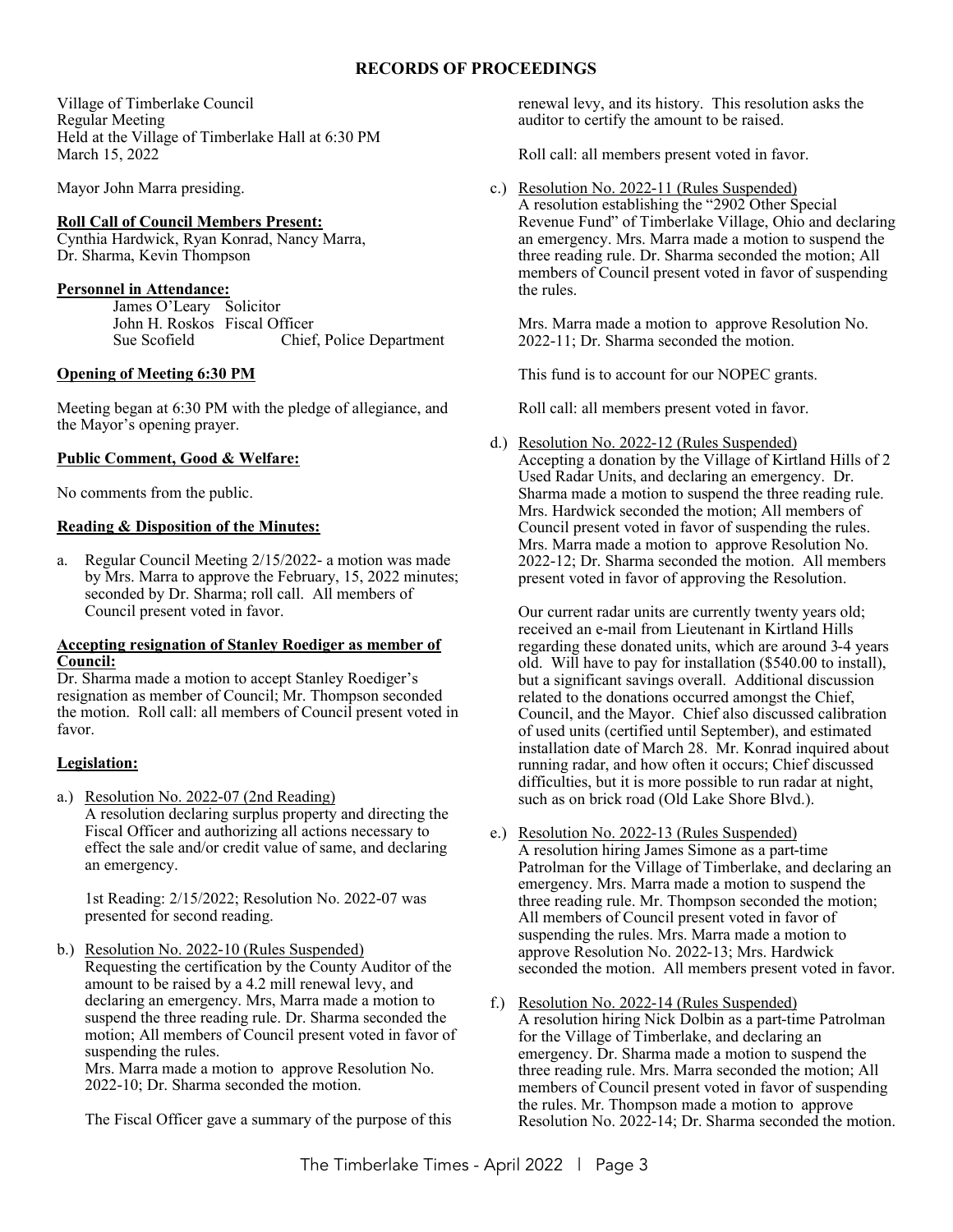## RECORDS OF PROCEEDINGS

Village of Timberlake Council
Regular Meeting
Held at the Village of Timberlake Hall at 6:30 PM
March 15, 2022

Mayor John Marra presiding.

**Roll Call of Council Members Present:**
Cynthia Hardwick, Ryan Konrad, Nancy Marra, Dr. Sharma, Kevin Thompson

**Personnel in Attendance:**

James O'Leary Solicitor
John H. Roskos Fiscal Officer
Sue Scofield Chief, Police Department

**Opening of Meeting 6:30 PM**

Meeting began at 6:30 PM with the pledge of allegiance, and the Mayor's opening prayer.

**Public Comment, Good & Welfare:**

No comments from the public.

**Reading & Disposition of the Minutes:**

a. Regular Council Meeting 2/15/2022- a motion was made by Mrs. Marra to approve the February, 15, 2022 minutes; seconded by Dr. Sharma; roll call. All members of Council present voted in favor.

**Accepting resignation of Stanley Roediger as member of Council:**
Dr. Sharma made a motion to accept Stanley Roediger's resignation as member of Council; Mr. Thompson seconded the motion. Roll call: all members of Council present voted in favor.

**Legislation:**

a.) Resolution No. 2022-07 (2nd Reading)
A resolution declaring surplus property and directing the Fiscal Officer and authorizing all actions necessary to effect the sale and/or credit value of same, and declaring an emergency.

1st Reading: 2/15/2022; Resolution No. 2022-07 was presented for second reading.

b.) Resolution No. 2022-10 (Rules Suspended)
Requesting the certification by the County Auditor of the amount to be raised by a 4.2 mill renewal levy, and declaring an emergency. Mrs, Marra made a motion to suspend the three reading rule. Dr. Sharma seconded the motion; All members of Council present voted in favor of suspending the rules.
Mrs. Marra made a motion to approve Resolution No. 2022-10; Dr. Sharma seconded the motion.

The Fiscal Officer gave a summary of the purpose of this renewal levy, and its history. This resolution asks the auditor to certify the amount to be raised.

Roll call: all members present voted in favor.

c.) Resolution No. 2022-11 (Rules Suspended)
A resolution establishing the "2902 Other Special Revenue Fund" of Timberlake Village, Ohio and declaring an emergency. Mrs. Marra made a motion to suspend the three reading rule. Dr. Sharma seconded the motion; All members of Council present voted in favor of suspending the rules.

Mrs. Marra made a motion to approve Resolution No. 2022-11; Dr. Sharma seconded the motion.

This fund is to account for our NOPEC grants.

Roll call: all members present voted in favor.

d.) Resolution No. 2022-12 (Rules Suspended)
Accepting a donation by the Village of Kirtland Hills of 2 Used Radar Units, and declaring an emergency. Dr. Sharma made a motion to suspend the three reading rule. Mrs. Hardwick seconded the motion; All members of Council present voted in favor of suspending the rules. Mrs. Marra made a motion to approve Resolution No. 2022-12; Dr. Sharma seconded the motion. All members present voted in favor of approving the Resolution.

Our current radar units are currently twenty years old; received an e-mail from Lieutenant in Kirtland Hills regarding these donated units, which are around 3-4 years old. Will have to pay for installation ($540.00 to install), but a significant savings overall. Additional discussion related to the donations occurred amongst the Chief, Council, and the Mayor. Chief also discussed calibration of used units (certified until September), and estimated installation date of March 28. Mr. Konrad inquired about running radar, and how often it occurs; Chief discussed difficulties, but it is more possible to run radar at night, such as on brick road (Old Lake Shore Blvd.).

e.) Resolution No. 2022-13 (Rules Suspended)
A resolution hiring James Simone as a part-time Patrolman for the Village of Timberlake, and declaring an emergency. Mrs. Marra made a motion to suspend the three reading rule. Mr. Thompson seconded the motion; All members of Council present voted in favor of suspending the rules. Mrs. Marra made a motion to approve Resolution No. 2022-13; Mrs. Hardwick seconded the motion. All members present voted in favor.

f.) Resolution No. 2022-14 (Rules Suspended)
A resolution hiring Nick Dolbin as a part-time Patrolman for the Village of Timberlake, and declaring an emergency. Dr. Sharma made a motion to suspend the three reading rule. Mrs. Marra seconded the motion; All members of Council present voted in favor of suspending the rules. Mr. Thompson made a motion to approve Resolution No. 2022-14; Dr. Sharma seconded the motion.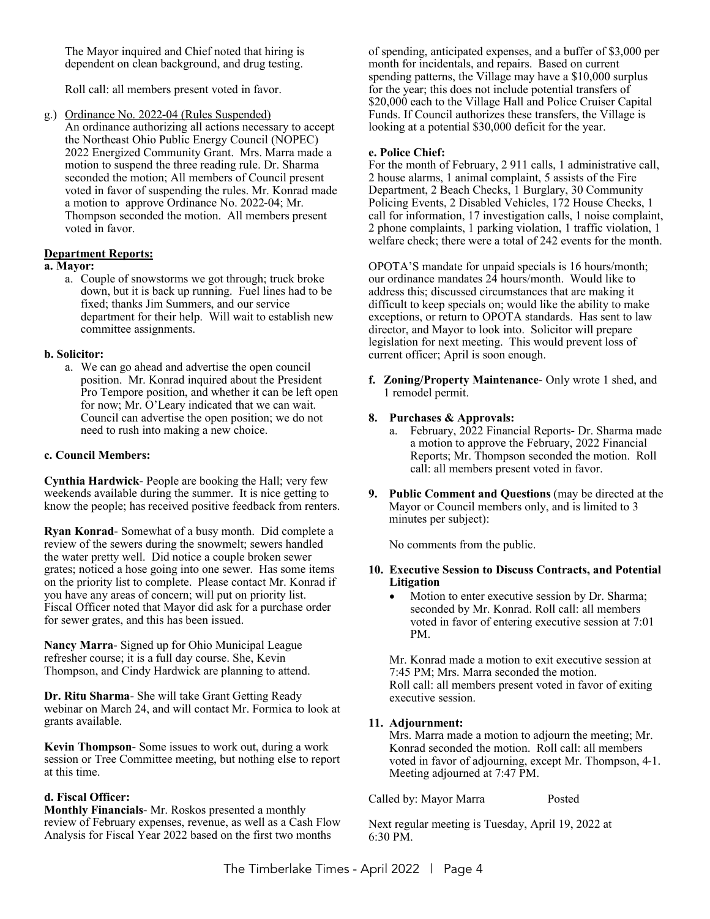The Mayor inquired and Chief noted that hiring is dependent on clean background, and drug testing.

Roll call: all members present voted in favor.

g.) Ordinance No. 2022-04 (Rules Suspended)
An ordinance authorizing all actions necessary to accept the Northeast Ohio Public Energy Council (NOPEC) 2022 Energized Community Grant. Mrs. Marra made a motion to suspend the three reading rule. Dr. Sharma seconded the motion; All members of Council present voted in favor of suspending the rules. Mr. Konrad made a motion to approve Ordinance No. 2022-04; Mr. Thompson seconded the motion. All members present voted in favor.

**Department Reports:**

**a. Mayor:**

a. Couple of snowstorms we got through; truck broke down, but it is back up running. Fuel lines had to be fixed; thanks Jim Summers, and our service department for their help. Will wait to establish new committee assignments.

**b. Solicitor:**

a. We can go ahead and advertise the open council position. Mr. Konrad inquired about the President Pro Tempore position, and whether it can be left open for now; Mr. O'Leary indicated that we can wait. Council can advertise the open position; we do not need to rush into making a new choice.

**c. Council Members:**

**Cynthia Hardwick**- People are booking the Hall; very few weekends available during the summer. It is nice getting to know the people; has received positive feedback from renters.

**Ryan Konrad**- Somewhat of a busy month. Did complete a review of the sewers during the snowmelt; sewers handled the water pretty well. Did notice a couple broken sewer grates; noticed a hose going into one sewer. Has some items on the priority list to complete. Please contact Mr. Konrad if you have any areas of concern; will put on priority list. Fiscal Officer noted that Mayor did ask for a purchase order for sewer grates, and this has been issued.

**Nancy Marra**- Signed up for Ohio Municipal League refresher course; it is a full day course. She, Kevin Thompson, and Cindy Hardwick are planning to attend.

**Dr. Ritu Sharma**- She will take Grant Getting Ready webinar on March 24, and will contact Mr. Formica to look at grants available.

**Kevin Thompson**- Some issues to work out, during a work session or Tree Committee meeting, but nothing else to report at this time.

**d. Fiscal Officer:**

**Monthly Financials**- Mr. Roskos presented a monthly review of February expenses, revenue, as well as a Cash Flow Analysis for Fiscal Year 2022 based on the first two months of spending, anticipated expenses, and a buffer of $3,000 per month for incidentals, and repairs. Based on current spending patterns, the Village may have a $10,000 surplus for the year; this does not include potential transfers of $20,000 each to the Village Hall and Police Cruiser Capital Funds. If Council authorizes these transfers, the Village is looking at a potential $30,000 deficit for the year.

**e. Police Chief:**

For the month of February, 2 911 calls, 1 administrative call, 2 house alarms, 1 animal complaint, 5 assists of the Fire Department, 2 Beach Checks, 1 Burglary, 30 Community Policing Events, 2 Disabled Vehicles, 172 House Checks, 1 call for information, 17 investigation calls, 1 noise complaint, 2 phone complaints, 1 parking violation, 1 traffic violation, 1 welfare check; there were a total of 242 events for the month.

OPOTA'S mandate for unpaid specials is 16 hours/month; our ordinance mandates 24 hours/month. Would like to address this; discussed circumstances that are making it difficult to keep specials on; would like the ability to make exceptions, or return to OPOTA standards. Has sent to law director, and Mayor to look into. Solicitor will prepare legislation for next meeting. This would prevent loss of current officer; April is soon enough.

**f. Zoning/Property Maintenance**- Only wrote 1 shed, and 1 remodel permit.

**8. Purchases & Approvals:**

a. February, 2022 Financial Reports- Dr. Sharma made a motion to approve the February, 2022 Financial Reports; Mr. Thompson seconded the motion. Roll call: all members present voted in favor.

**9. Public Comment and Questions** (may be directed at the Mayor or Council members only, and is limited to 3 minutes per subject):

No comments from the public.

**10. Executive Session to Discuss Contracts, and Potential Litigation**

- Motion to enter executive session by Dr. Sharma; seconded by Mr. Konrad. Roll call: all members voted in favor of entering executive session at 7:01 PM.

Mr. Konrad made a motion to exit executive session at 7:45 PM; Mrs. Marra seconded the motion.
Roll call: all members present voted in favor of exiting executive session.

**11. Adjournment:**

Mrs. Marra made a motion to adjourn the meeting; Mr. Konrad seconded the motion. Roll call: all members voted in favor of adjourning, except Mr. Thompson, 4-1. Meeting adjourned at 7:47 PM.

Called by: Mayor Marra Posted

Next regular meeting is Tuesday, April 19, 2022 at 6:30 PM.